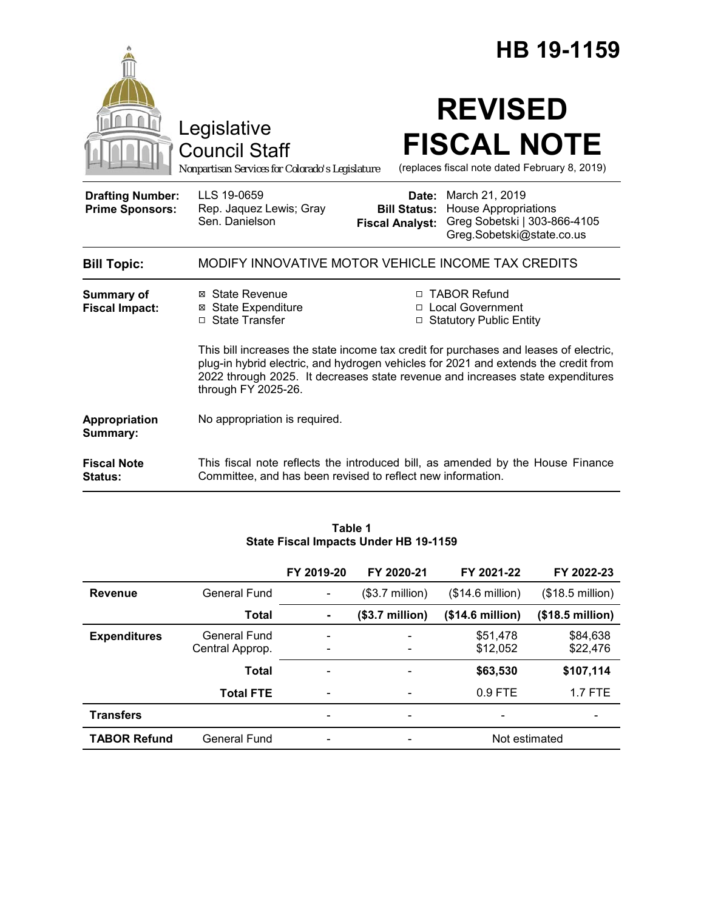# HB 19-1159

Legislative Council Staff

*Nonpartisan Services for Colorado's Legislature*

# REVISED FISCAL NOTE

(replaces fiscal note dated February 8, 2019)

| | | | |
|---|---|---|---|
| **Drafting Number:** | LLS 19-0659 | **Date:** | March 21, 2019 |
| **Prime Sponsors:** | Rep. Jaquez Lewis; Gray<br>Sen. Danielson | **Bill Status:** | House Appropriations |
| | | **Fiscal Analyst:** | Greg Sobetski \| 303-866-4105<br>Greg.Sobetski@state.co.us |

| | |
|---|---|
| **Bill Topic:** | MODIFY INNOVATIVE MOTOR VEHICLE INCOME TAX CREDITS |
| **Summary of Fiscal Impact:** | ☒ State Revenue<br>☒ State Expenditure<br>☐ State Transfer<br>☐ TABOR Refund<br>☐ Local Government<br>☐ Statutory Public Entity<br><br>This bill increases the state income tax credit for purchases and leases of electric, plug-in hybrid electric, and hydrogen vehicles for 2021 and extends the credit from 2022 through 2025. It decreases state revenue and increases state expenditures through FY 2025-26. |
| **Appropriation Summary:** | No appropriation is required. |
| **Fiscal Note Status:** | This fiscal note reflects the introduced bill, as amended by the House Finance Committee, and has been revised to reflect new information. |

**Table 1**
**State Fiscal Impacts Under HB 19-1159**

| | | FY 2019-20 | FY 2020-21 | FY 2021-22 | FY 2022-23 |
|---|---|---|---|---|---|
| **Revenue** | General Fund | - | ($3.7 million) | ($14.6 million) | ($18.5 million) |
| | **Total** | **-** | **($3.7 million)** | **($14.6 million)** | **($18.5 million)** |
| **Expenditures** | General Fund | - | - | $51,478 | $84,638 |
| | Central Approp. | - | - | $12,052 | $22,476 |
| | **Total** | - | - | **$63,530** | **$107,114** |
| | **Total FTE** | - | - | 0.9 FTE | 1.7 FTE |
| **Transfers** | | - | - | - | - |
| **TABOR Refund** | General Fund | - | - | Not estimated | |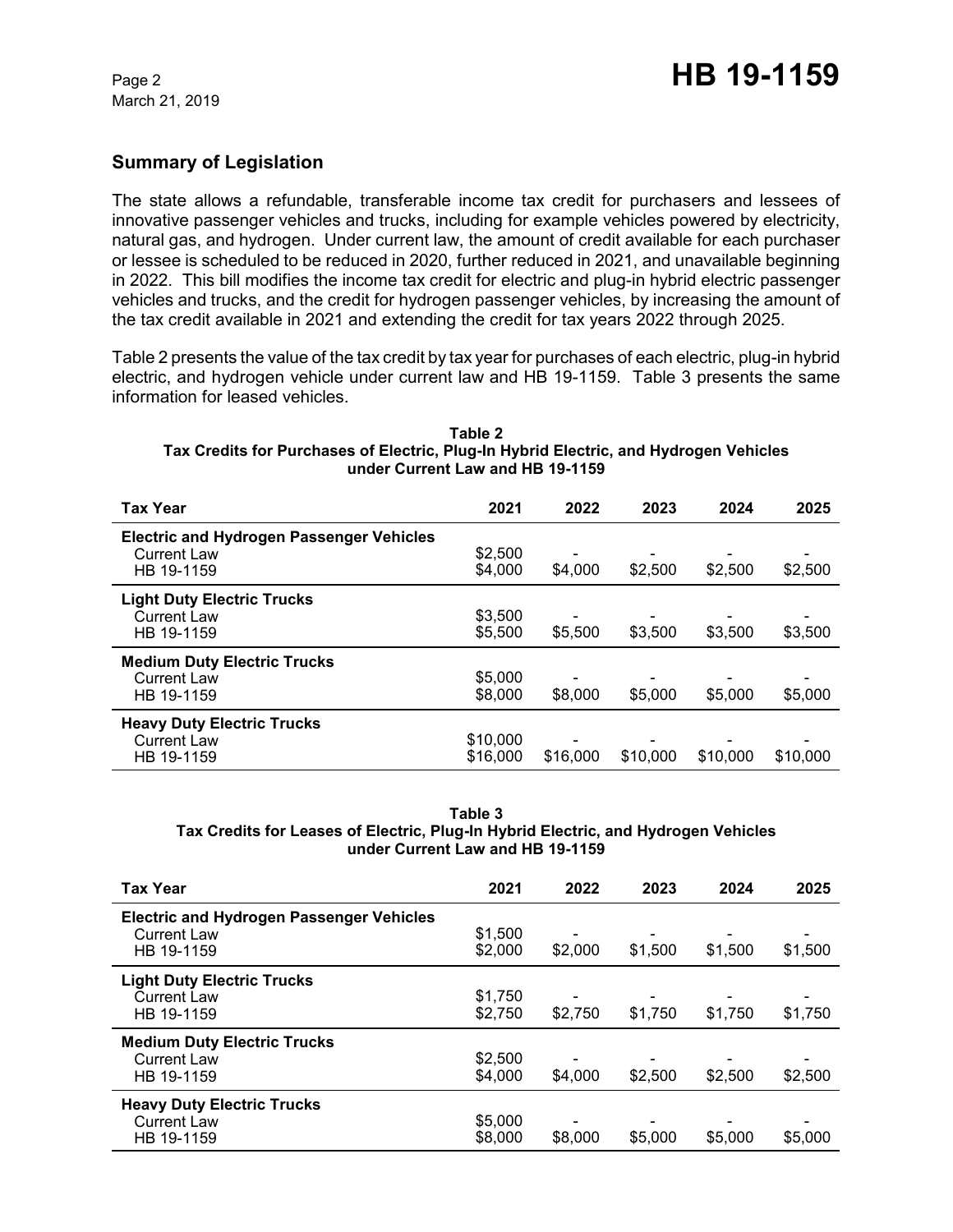## Summary of Legislation

The state allows a refundable, transferable income tax credit for purchasers and lessees of innovative passenger vehicles and trucks, including for example vehicles powered by electricity, natural gas, and hydrogen. Under current law, the amount of credit available for each purchaser or lessee is scheduled to be reduced in 2020, further reduced in 2021, and unavailable beginning in 2022. This bill modifies the income tax credit for electric and plug-in hybrid electric passenger vehicles and trucks, and the credit for hydrogen passenger vehicles, by increasing the amount of the tax credit available in 2021 and extending the credit for tax years 2022 through 2025.

Table 2 presents the value of the tax credit by tax year for purchases of each electric, plug-in hybrid electric, and hydrogen vehicle under current law and HB 19-1159. Table 3 presents the same information for leased vehicles.

**Table 2**
**Tax Credits for Purchases of Electric, Plug-In Hybrid Electric, and Hydrogen Vehicles under Current Law and HB 19-1159**

| Tax Year | 2021 | 2022 | 2023 | 2024 | 2025 |
|---|---|---|---|---|---|
| **Electric and Hydrogen Passenger Vehicles** | | | | | |
| Current Law | $2,500 | - | - | - | - |
| HB 19-1159 | $4,000 | $4,000 | $2,500 | $2,500 | $2,500 |
| **Light Duty Electric Trucks** | | | | | |
| Current Law | $3,500 | - | - | - | - |
| HB 19-1159 | $5,500 | $5,500 | $3,500 | $3,500 | $3,500 |
| **Medium Duty Electric Trucks** | | | | | |
| Current Law | $5,000 | - | - | - | - |
| HB 19-1159 | $8,000 | $8,000 | $5,000 | $5,000 | $5,000 |
| **Heavy Duty Electric Trucks** | | | | | |
| Current Law | $10,000 | - | - | - | - |
| HB 19-1159 | $16,000 | $16,000 | $10,000 | $10,000 | $10,000 |

**Table 3**
**Tax Credits for Leases of Electric, Plug-In Hybrid Electric, and Hydrogen Vehicles under Current Law and HB 19-1159**

| Tax Year | 2021 | 2022 | 2023 | 2024 | 2025 |
|---|---|---|---|---|---|
| **Electric and Hydrogen Passenger Vehicles** | | | | | |
| Current Law | $1,500 | - | - | - | - |
| HB 19-1159 | $2,000 | $2,000 | $1,500 | $1,500 | $1,500 |
| **Light Duty Electric Trucks** | | | | | |
| Current Law | $1,750 | - | - | - | - |
| HB 19-1159 | $2,750 | $2,750 | $1,750 | $1,750 | $1,750 |
| **Medium Duty Electric Trucks** | | | | | |
| Current Law | $2,500 | - | - | - | - |
| HB 19-1159 | $4,000 | $4,000 | $2,500 | $2,500 | $2,500 |
| **Heavy Duty Electric Trucks** | | | | | |
| Current Law | $5,000 | - | - | - | - |
| HB 19-1159 | $8,000 | $8,000 | $5,000 | $5,000 | $5,000 |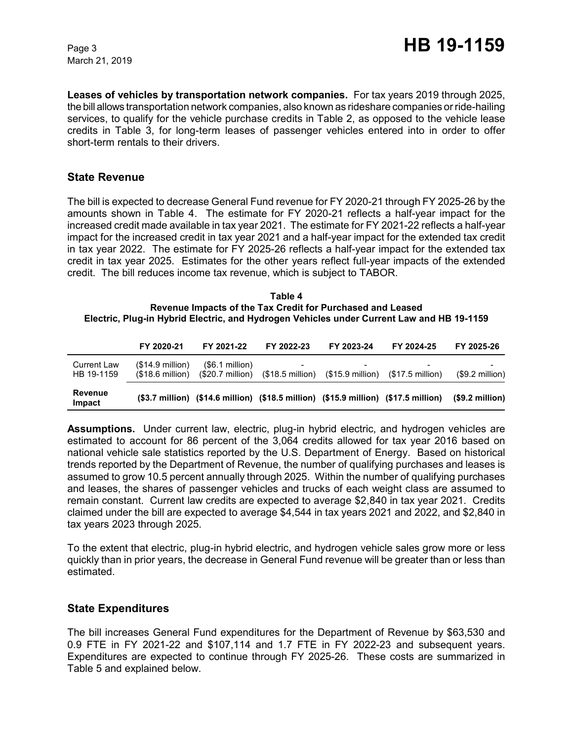**Leases of vehicles by transportation network companies.** For tax years 2019 through 2025, the bill allows transportation network companies, also known as rideshare companies or ride-hailing services, to qualify for the vehicle purchase credits in Table 2, as opposed to the vehicle lease credits in Table 3, for long-term leases of passenger vehicles entered into in order to offer short-term rentals to their drivers.

## State Revenue

The bill is expected to decrease General Fund revenue for FY 2020-21 through FY 2025-26 by the amounts shown in Table 4. The estimate for FY 2020-21 reflects a half-year impact for the increased credit made available in tax year 2021. The estimate for FY 2021-22 reflects a half-year impact for the increased credit in tax year 2021 and a half-year impact for the extended tax credit in tax year 2022. The estimate for FY 2025-26 reflects a half-year impact for the extended tax credit in tax year 2025. Estimates for the other years reflect full-year impacts of the extended credit. The bill reduces income tax revenue, which is subject to TABOR.

**Table 4**
**Revenue Impacts of the Tax Credit for Purchased and Leased Electric, Plug-in Hybrid Electric, and Hydrogen Vehicles under Current Law and HB 19-1159**

| | FY 2020-21 | FY 2021-22 | FY 2022-23 | FY 2023-24 | FY 2024-25 | FY 2025-26 |
|---|---|---|---|---|---|---|
| Current Law | ($14.9 million) | ($6.1 million) | - | - | - | - |
| HB 19-1159 | ($18.6 million) | ($20.7 million) | ($18.5 million) | ($15.9 million) | ($17.5 million) | ($9.2 million) |
| **Revenue Impact** | **($3.7 million)** | **($14.6 million)** | **($18.5 million)** | **($15.9 million)** | **($17.5 million)** | **($9.2 million)** |

**Assumptions.** Under current law, electric, plug-in hybrid electric, and hydrogen vehicles are estimated to account for 86 percent of the 3,064 credits allowed for tax year 2016 based on national vehicle sale statistics reported by the U.S. Department of Energy. Based on historical trends reported by the Department of Revenue, the number of qualifying purchases and leases is assumed to grow 10.5 percent annually through 2025. Within the number of qualifying purchases and leases, the shares of passenger vehicles and trucks of each weight class are assumed to remain constant. Current law credits are expected to average $2,840 in tax year 2021. Credits claimed under the bill are expected to average $4,544 in tax years 2021 and 2022, and $2,840 in tax years 2023 through 2025.

To the extent that electric, plug-in hybrid electric, and hydrogen vehicle sales grow more or less quickly than in prior years, the decrease in General Fund revenue will be greater than or less than estimated.

## State Expenditures

The bill increases General Fund expenditures for the Department of Revenue by $63,530 and 0.9 FTE in FY 2021-22 and $107,114 and 1.7 FTE in FY 2022-23 and subsequent years. Expenditures are expected to continue through FY 2025-26. These costs are summarized in Table 5 and explained below.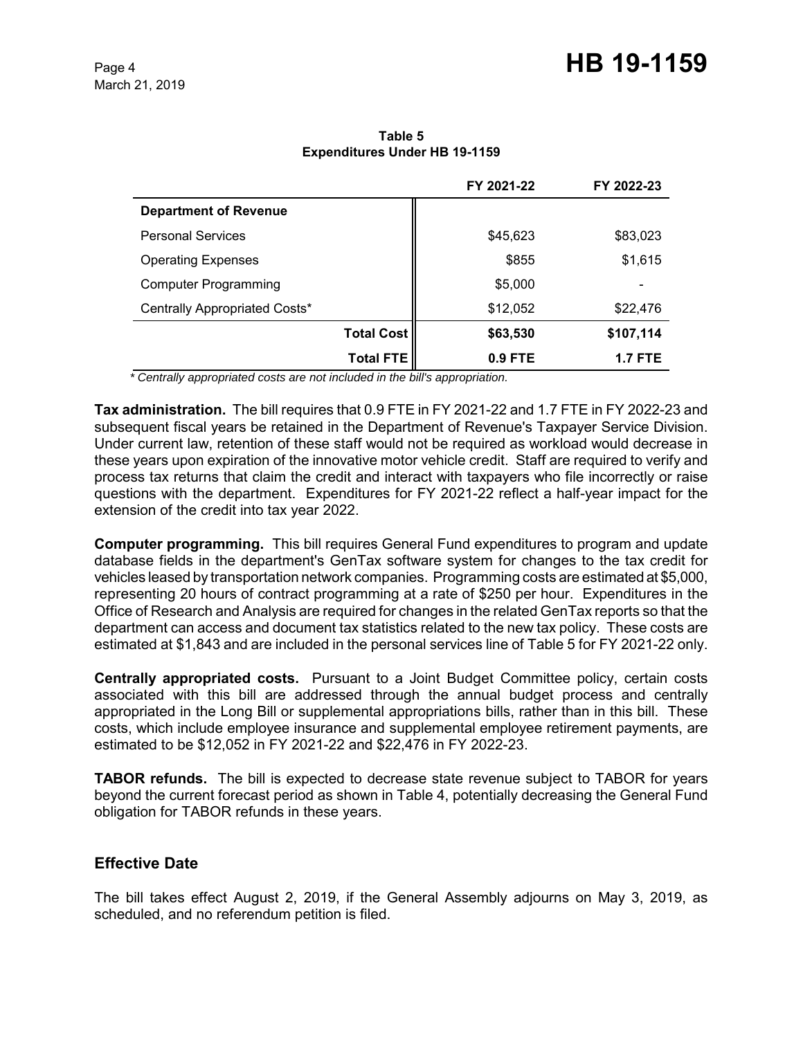**Table 5**
**Expenditures Under HB 19-1159**

| | FY 2021-22 | FY 2022-23 |
|---|---|---|
| **Department of Revenue** | | |
| Personal Services | $45,623 | $83,023 |
| Operating Expenses | $855 | $1,615 |
| Computer Programming | $5,000 | - |
| Centrally Appropriated Costs* | $12,052 | $22,476 |
| **Total Cost** | **$63,530** | **$107,114** |
| **Total FTE** | **0.9 FTE** | **1.7 FTE** |

*\* Centrally appropriated costs are not included in the bill's appropriation.*

**Tax administration.** The bill requires that 0.9 FTE in FY 2021-22 and 1.7 FTE in FY 2022-23 and subsequent fiscal years be retained in the Department of Revenue's Taxpayer Service Division. Under current law, retention of these staff would not be required as workload would decrease in these years upon expiration of the innovative motor vehicle credit. Staff are required to verify and process tax returns that claim the credit and interact with taxpayers who file incorrectly or raise questions with the department. Expenditures for FY 2021-22 reflect a half-year impact for the extension of the credit into tax year 2022.

**Computer programming.** This bill requires General Fund expenditures to program and update database fields in the department's GenTax software system for changes to the tax credit for vehicles leased by transportation network companies. Programming costs are estimated at $5,000, representing 20 hours of contract programming at a rate of $250 per hour. Expenditures in the Office of Research and Analysis are required for changes in the related GenTax reports so that the department can access and document tax statistics related to the new tax policy. These costs are estimated at $1,843 and are included in the personal services line of Table 5 for FY 2021-22 only.

**Centrally appropriated costs.** Pursuant to a Joint Budget Committee policy, certain costs associated with this bill are addressed through the annual budget process and centrally appropriated in the Long Bill or supplemental appropriations bills, rather than in this bill. These costs, which include employee insurance and supplemental employee retirement payments, are estimated to be $12,052 in FY 2021-22 and $22,476 in FY 2022-23.

**TABOR refunds.** The bill is expected to decrease state revenue subject to TABOR for years beyond the current forecast period as shown in Table 4, potentially decreasing the General Fund obligation for TABOR refunds in these years.

## Effective Date

The bill takes effect August 2, 2019, if the General Assembly adjourns on May 3, 2019, as scheduled, and no referendum petition is filed.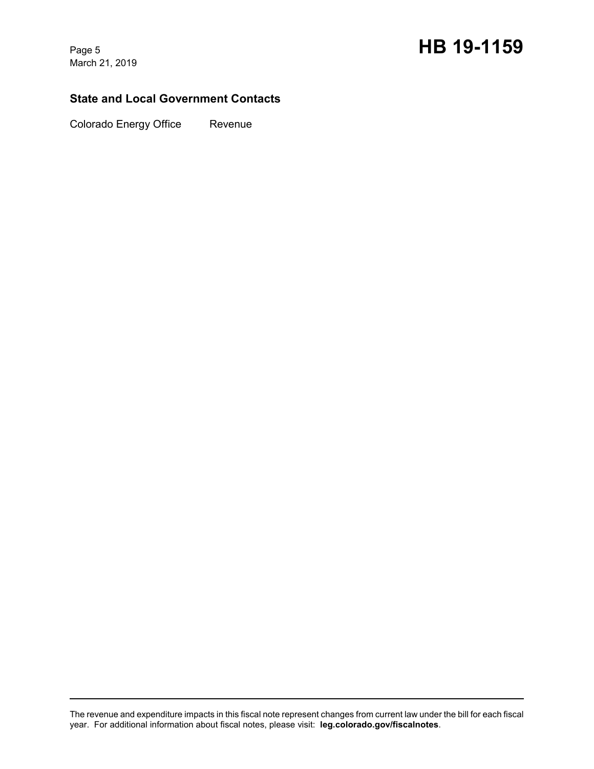## State and Local Government Contacts

Colorado Energy Office Revenue

The revenue and expenditure impacts in this fiscal note represent changes from current law under the bill for each fiscal year. For additional information about fiscal notes, please visit: **leg.colorado.gov/fiscalnotes**.